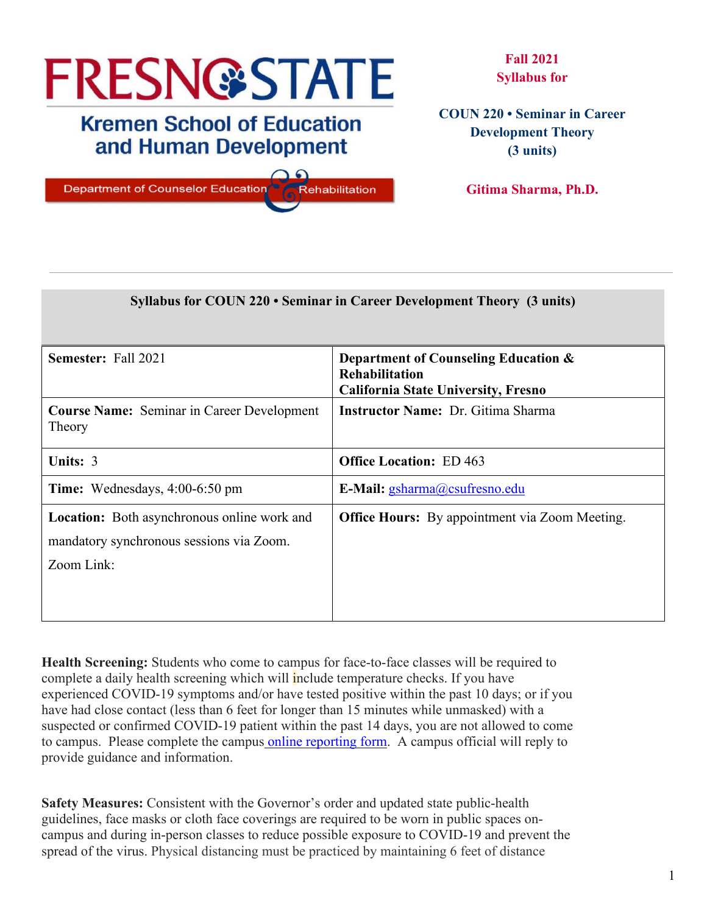**Fresno State**

**Kremen School of Education and Human Development**

**Department of Counselor Education & Rehabilitation**

**Fall 2021**
**Syllabus for**

**COUN 220 • Seminar in Career Development Theory (3 units)**

**Gitima Sharma, Ph.D.**

---

**Syllabus for COUN 220 • Seminar in Career Development Theory (3 units)**

| | |
|---|---|
| **Semester:** Fall 2021 | **Department of Counseling Education & Rehabilitation**<br>**California State University, Fresno** |
| **Course Name:** Seminar in Career Development Theory | **Instructor Name:** Dr. Gitima Sharma |
| **Units:** 3 | **Office Location:** ED 463 |
| **Time:** Wednesdays, 4:00-6:50 pm | **E-Mail:** gsharma@csufresno.edu |
| **Location:** Both asynchronous online work and mandatory synchronous sessions via Zoom.<br>Zoom Link: | **Office Hours:** By appointment via Zoom Meeting. |

**Health Screening:** Students who come to campus for face-to-face classes will be required to complete a daily health screening which will include temperature checks. If you have experienced COVID-19 symptoms and/or have tested positive within the past 10 days; or if you have had close contact (less than 6 feet for longer than 15 minutes while unmasked) with a suspected or confirmed COVID-19 patient within the past 14 days, you are not allowed to come to campus. Please complete the campus online reporting form. A campus official will reply to provide guidance and information.

**Safety Measures:** Consistent with the Governor's order and updated state public-health guidelines, face masks or cloth face coverings are required to be worn in public spaces on-campus and during in-person classes to reduce possible exposure to COVID-19 and prevent the spread of the virus. Physical distancing must be practiced by maintaining 6 feet of distance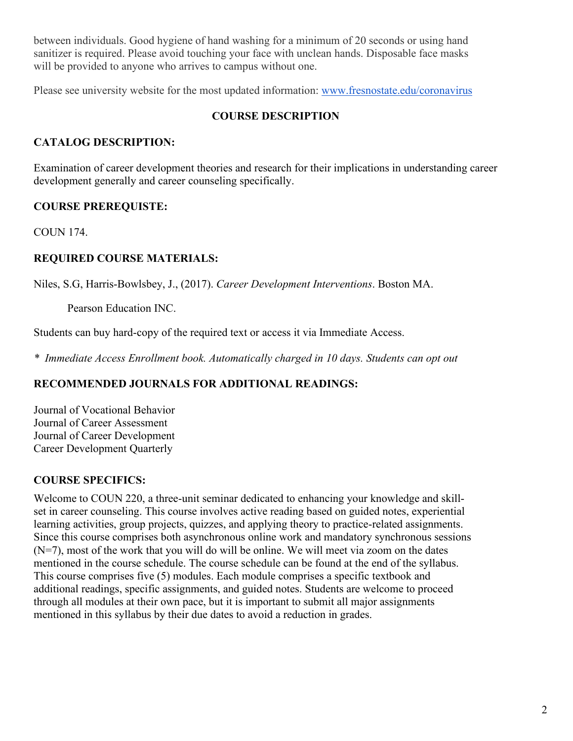between individuals. Good hygiene of hand washing for a minimum of 20 seconds or using hand sanitizer is required. Please avoid touching your face with unclean hands. Disposable face masks will be provided to anyone who arrives to campus without one.

Please see university website for the most updated information: [www.fresnostate.edu/coronavirus](www.fresnostate.edu/coronavirus)

## COURSE DESCRIPTION

### CATALOG DESCRIPTION:

Examination of career development theories and research for their implications in understanding career development generally and career counseling specifically.

### COURSE PREREQUISTE:

COUN 174.

### REQUIRED COURSE MATERIALS:

Niles, S.G, Harris-Bowlsbey, J., (2017). *Career Development Interventions*. Boston MA.

Pearson Education INC.

Students can buy hard-copy of the required text or access it via Immediate Access.

*\* Immediate Access Enrollment book. Automatically charged in 10 days. Students can opt out*

### RECOMMENDED JOURNALS FOR ADDITIONAL READINGS:

Journal of Vocational Behavior
Journal of Career Assessment
Journal of Career Development
Career Development Quarterly

### COURSE SPECIFICS:

Welcome to COUN 220, a three-unit seminar dedicated to enhancing your knowledge and skill-set in career counseling. This course involves active reading based on guided notes, experiential learning activities, group projects, quizzes, and applying theory to practice-related assignments. Since this course comprises both asynchronous online work and mandatory synchronous sessions (N=7), most of the work that you will do will be online. We will meet via zoom on the dates mentioned in the course schedule. The course schedule can be found at the end of the syllabus. This course comprises five (5) modules. Each module comprises a specific textbook and additional readings, specific assignments, and guided notes. Students are welcome to proceed through all modules at their own pace, but it is important to submit all major assignments mentioned in this syllabus by their due dates to avoid a reduction in grades.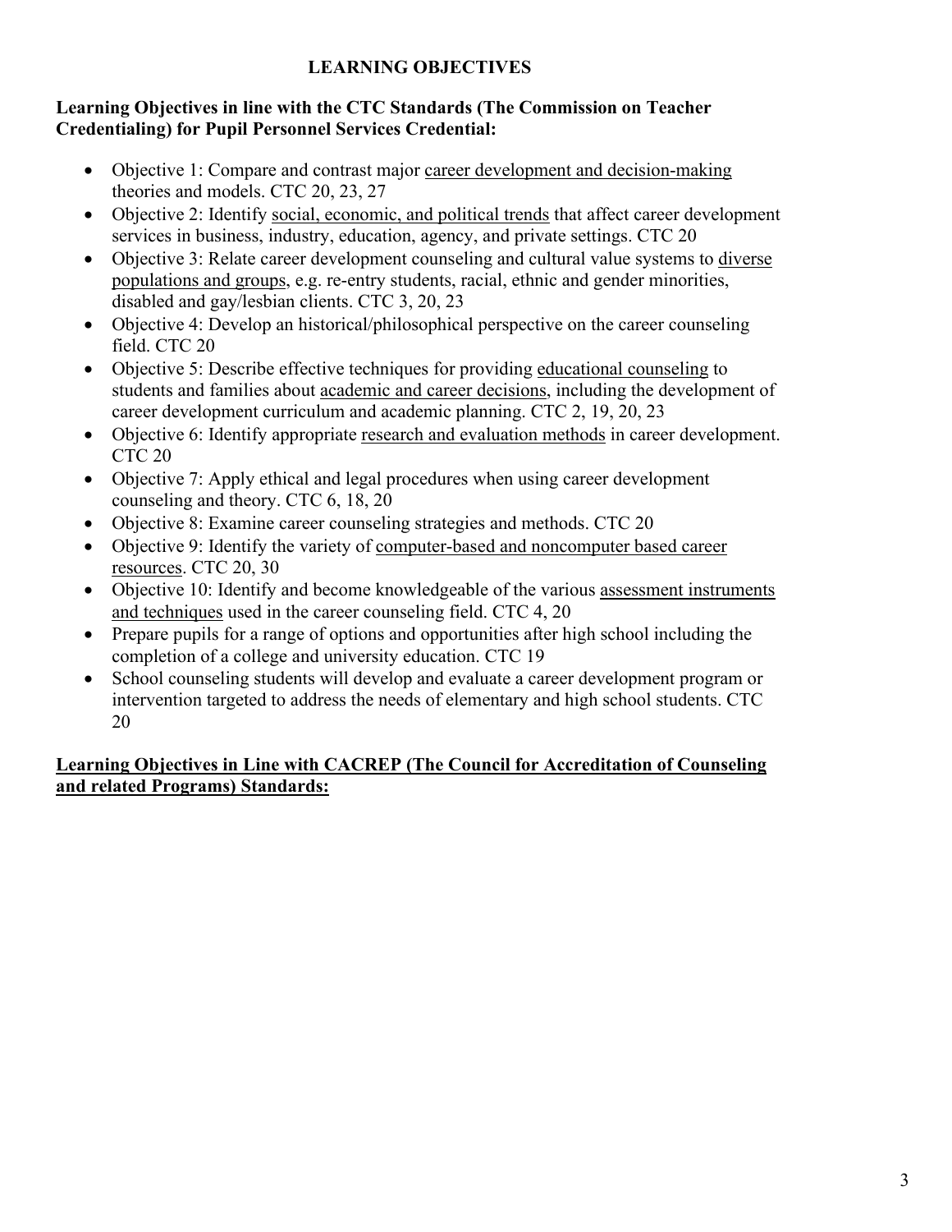# LEARNING OBJECTIVES

**Learning Objectives in line with the CTC Standards (The Commission on Teacher Credentialing) for Pupil Personnel Services Credential:**

- Objective 1: Compare and contrast major <u>career development and decision-making</u> theories and models. CTC 20, 23, 27
- Objective 2: Identify <u>social, economic, and political trends</u> that affect career development services in business, industry, education, agency, and private settings. CTC 20
- Objective 3: Relate career development counseling and cultural value systems to <u>diverse populations and groups</u>, e.g. re-entry students, racial, ethnic and gender minorities, disabled and gay/lesbian clients. CTC 3, 20, 23
- Objective 4: Develop an historical/philosophical perspective on the career counseling field. CTC 20
- Objective 5: Describe effective techniques for providing <u>educational counseling</u> to students and families about <u>academic and career decisions</u>, including the development of career development curriculum and academic planning. CTC 2, 19, 20, 23
- Objective 6: Identify appropriate <u>research and evaluation methods</u> in career development. CTC 20
- Objective 7: Apply ethical and legal procedures when using career development counseling and theory. CTC 6, 18, 20
- Objective 8: Examine career counseling strategies and methods. CTC 20
- Objective 9: Identify the variety of <u>computer-based and noncomputer based career resources</u>. CTC 20, 30
- Objective 10: Identify and become knowledgeable of the various <u>assessment instruments and techniques</u> used in the career counseling field. CTC 4, 20
- Prepare pupils for a range of options and opportunities after high school including the completion of a college and university education. CTC 19
- School counseling students will develop and evaluate a career development program or intervention targeted to address the needs of elementary and high school students. CTC 20

**<u>Learning Objectives in Line with CACREP (The Council for Accreditation of Counseling and related Programs) Standards:</u>**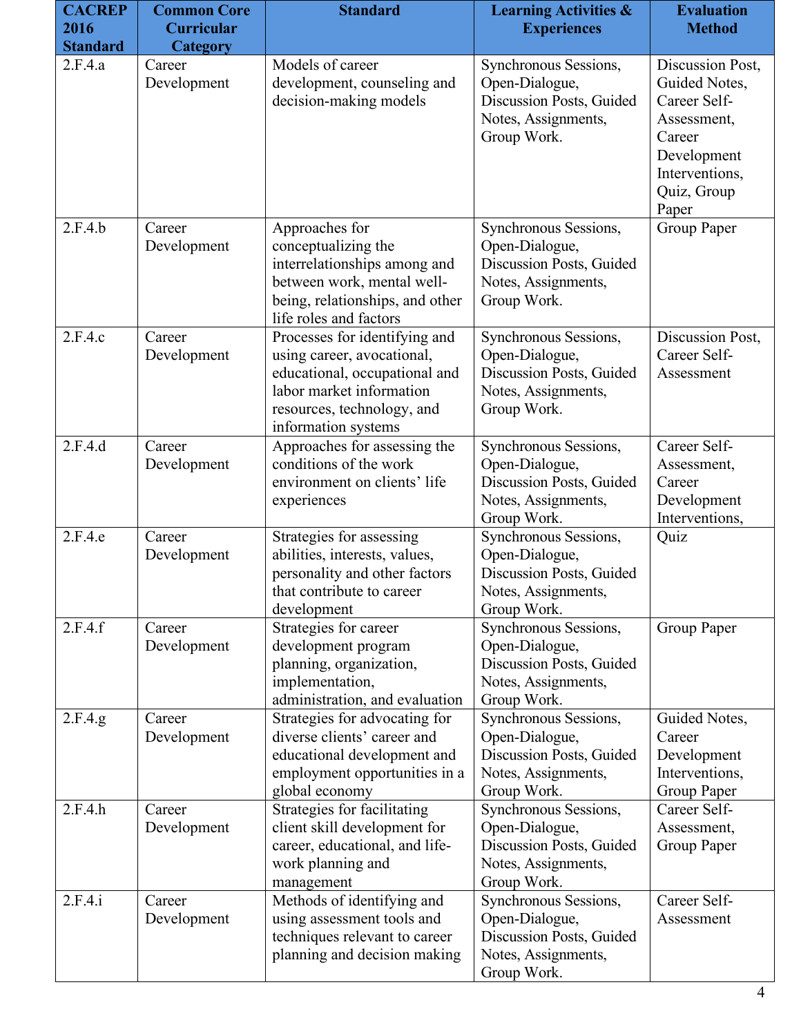| CACREP 2016 Standard | Common Core Curricular Category | Standard | Learning Activities & Experiences | Evaluation Method |
|---|---|---|---|---|
| 2.F.4.a | Career Development | Models of career development, counseling and decision-making models | Synchronous Sessions, Open-Dialogue, Discussion Posts, Guided Notes, Assignments, Group Work. | Discussion Post, Guided Notes, Career Self-Assessment, Career Development Interventions, Quiz, Group Paper |
| 2.F.4.b | Career Development | Approaches for conceptualizing the interrelationships among and between work, mental well-being, relationships, and other life roles and factors | Synchronous Sessions, Open-Dialogue, Discussion Posts, Guided Notes, Assignments, Group Work. | Group Paper |
| 2.F.4.c | Career Development | Processes for identifying and using career, avocational, educational, occupational and labor market information resources, technology, and information systems | Synchronous Sessions, Open-Dialogue, Discussion Posts, Guided Notes, Assignments, Group Work. | Discussion Post, Career Self-Assessment |
| 2.F.4.d | Career Development | Approaches for assessing the conditions of the work environment on clients' life experiences | Synchronous Sessions, Open-Dialogue, Discussion Posts, Guided Notes, Assignments, Group Work. | Career Self-Assessment, Career Development Interventions, |
| 2.F.4.e | Career Development | Strategies for assessing abilities, interests, values, personality and other factors that contribute to career development | Synchronous Sessions, Open-Dialogue, Discussion Posts, Guided Notes, Assignments, Group Work. | Quiz |
| 2.F.4.f | Career Development | Strategies for career development program planning, organization, implementation, administration, and evaluation | Synchronous Sessions, Open-Dialogue, Discussion Posts, Guided Notes, Assignments, Group Work. | Group Paper |
| 2.F.4.g | Career Development | Strategies for advocating for diverse clients' career and educational development and employment opportunities in a global economy | Synchronous Sessions, Open-Dialogue, Discussion Posts, Guided Notes, Assignments, Group Work. | Guided Notes, Career Development Interventions, Group Paper |
| 2.F.4.h | Career Development | Strategies for facilitating client skill development for career, educational, and life-work planning and management | Synchronous Sessions, Open-Dialogue, Discussion Posts, Guided Notes, Assignments, Group Work. | Career Self-Assessment, Group Paper |
| 2.F.4.i | Career Development | Methods of identifying and using assessment tools and techniques relevant to career planning and decision making | Synchronous Sessions, Open-Dialogue, Discussion Posts, Guided Notes, Assignments, Group Work. | Career Self-Assessment |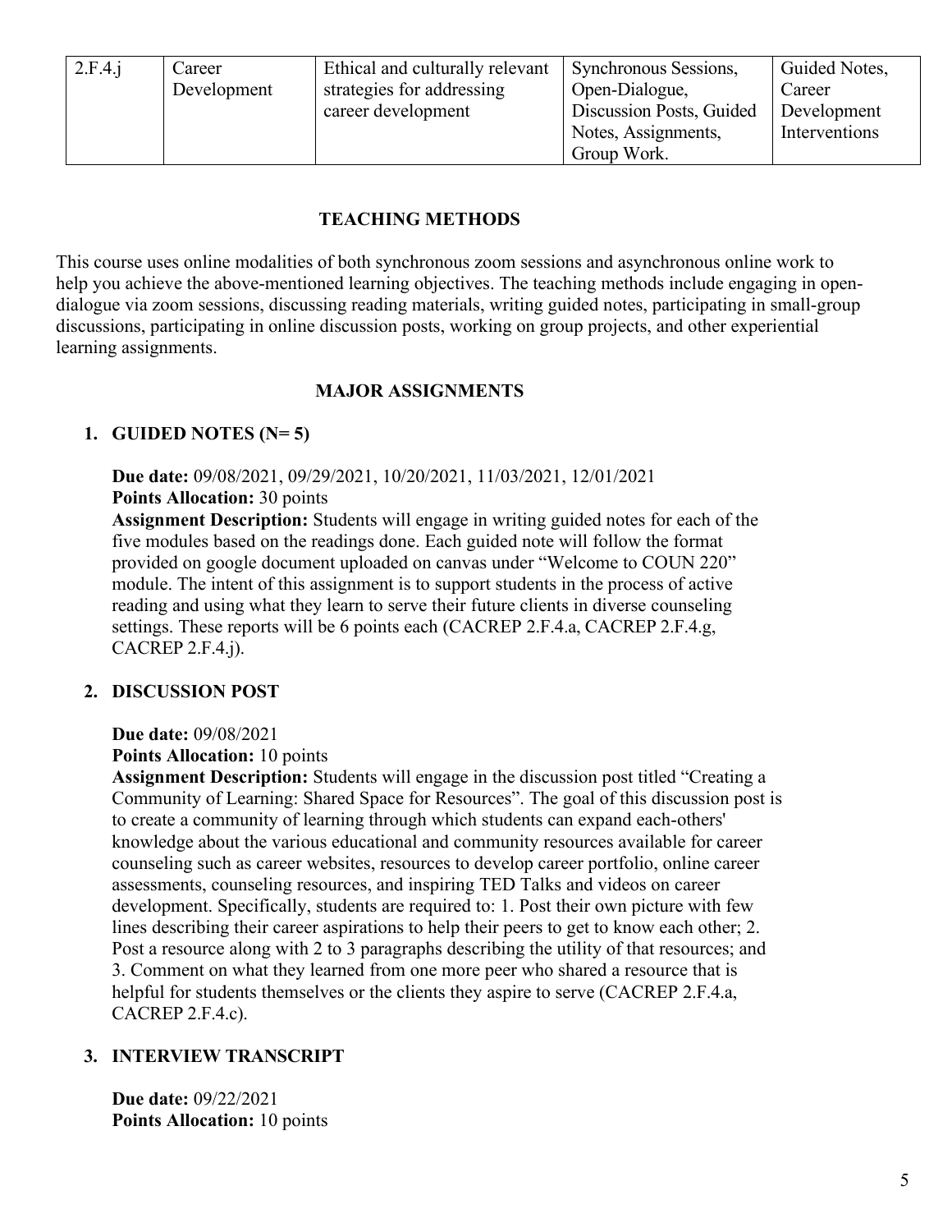| 2.F.4.j | Career Development | Ethical and culturally relevant strategies for addressing career development | Synchronous Sessions, Open-Dialogue, Discussion Posts, Guided Notes, Assignments, Group Work. | Guided Notes, Career Development Interventions |
|---|---|---|---|---|

## TEACHING METHODS

This course uses online modalities of both synchronous zoom sessions and asynchronous online work to help you achieve the above-mentioned learning objectives. The teaching methods include engaging in open-dialogue via zoom sessions, discussing reading materials, writing guided notes, participating in small-group discussions, participating in online discussion posts, working on group projects, and other experiential learning assignments.

## MAJOR ASSIGNMENTS

1. **GUIDED NOTES (N= 5)**

   **Due date:** 09/08/2021, 09/29/2021, 10/20/2021, 11/03/2021, 12/01/2021
   **Points Allocation:** 30 points
   **Assignment Description:** Students will engage in writing guided notes for each of the five modules based on the readings done. Each guided note will follow the format provided on google document uploaded on canvas under "Welcome to COUN 220" module. The intent of this assignment is to support students in the process of active reading and using what they learn to serve their future clients in diverse counseling settings. These reports will be 6 points each (CACREP 2.F.4.a, CACREP 2.F.4.g, CACREP 2.F.4.j).

2. **DISCUSSION POST**

   **Due date:** 09/08/2021
   **Points Allocation:** 10 points
   **Assignment Description:** Students will engage in the discussion post titled "Creating a Community of Learning: Shared Space for Resources". The goal of this discussion post is to create a community of learning through which students can expand each-others' knowledge about the various educational and community resources available for career counseling such as career websites, resources to develop career portfolio, online career assessments, counseling resources, and inspiring TED Talks and videos on career development. Specifically, students are required to: 1. Post their own picture with few lines describing their career aspirations to help their peers to get to know each other; 2. Post a resource along with 2 to 3 paragraphs describing the utility of that resources; and 3. Comment on what they learned from one more peer who shared a resource that is helpful for students themselves or the clients they aspire to serve (CACREP 2.F.4.a, CACREP 2.F.4.c).

3. **INTERVIEW TRANSCRIPT**

   **Due date:** 09/22/2021
   **Points Allocation:** 10 points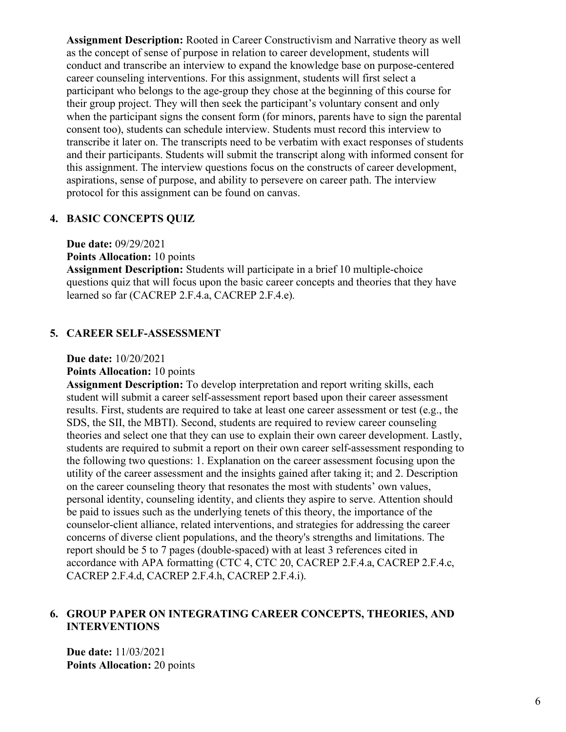**Assignment Description:** Rooted in Career Constructivism and Narrative theory as well as the concept of sense of purpose in relation to career development, students will conduct and transcribe an interview to expand the knowledge base on purpose-centered career counseling interventions. For this assignment, students will first select a participant who belongs to the age-group they chose at the beginning of this course for their group project. They will then seek the participant's voluntary consent and only when the participant signs the consent form (for minors, parents have to sign the parental consent too), students can schedule interview. Students must record this interview to transcribe it later on. The transcripts need to be verbatim with exact responses of students and their participants. Students will submit the transcript along with informed consent for this assignment. The interview questions focus on the constructs of career development, aspirations, sense of purpose, and ability to persevere on career path. The interview protocol for this assignment can be found on canvas.

## 4. BASIC CONCEPTS QUIZ

**Due date:** 09/29/2021
**Points Allocation:** 10 points
**Assignment Description:** Students will participate in a brief 10 multiple-choice questions quiz that will focus upon the basic career concepts and theories that they have learned so far (CACREP 2.F.4.a, CACREP 2.F.4.e).

## 5. CAREER SELF-ASSESSMENT

**Due date:** 10/20/2021
**Points Allocation:** 10 points
**Assignment Description:** To develop interpretation and report writing skills, each student will submit a career self-assessment report based upon their career assessment results. First, students are required to take at least one career assessment or test (e.g., the SDS, the SII, the MBTI). Second, students are required to review career counseling theories and select one that they can use to explain their own career development. Lastly, students are required to submit a report on their own career self-assessment responding to the following two questions: 1. Explanation on the career assessment focusing upon the utility of the career assessment and the insights gained after taking it; and 2. Description on the career counseling theory that resonates the most with students' own values, personal identity, counseling identity, and clients they aspire to serve. Attention should be paid to issues such as the underlying tenets of this theory, the importance of the counselor-client alliance, related interventions, and strategies for addressing the career concerns of diverse client populations, and the theory's strengths and limitations. The report should be 5 to 7 pages (double-spaced) with at least 3 references cited in accordance with APA formatting (CTC 4, CTC 20, CACREP 2.F.4.a, CACREP 2.F.4.c, CACREP 2.F.4.d, CACREP 2.F.4.h, CACREP 2.F.4.i).

## 6. GROUP PAPER ON INTEGRATING CAREER CONCEPTS, THEORIES, AND INTERVENTIONS

**Due date:** 11/03/2021
**Points Allocation:** 20 points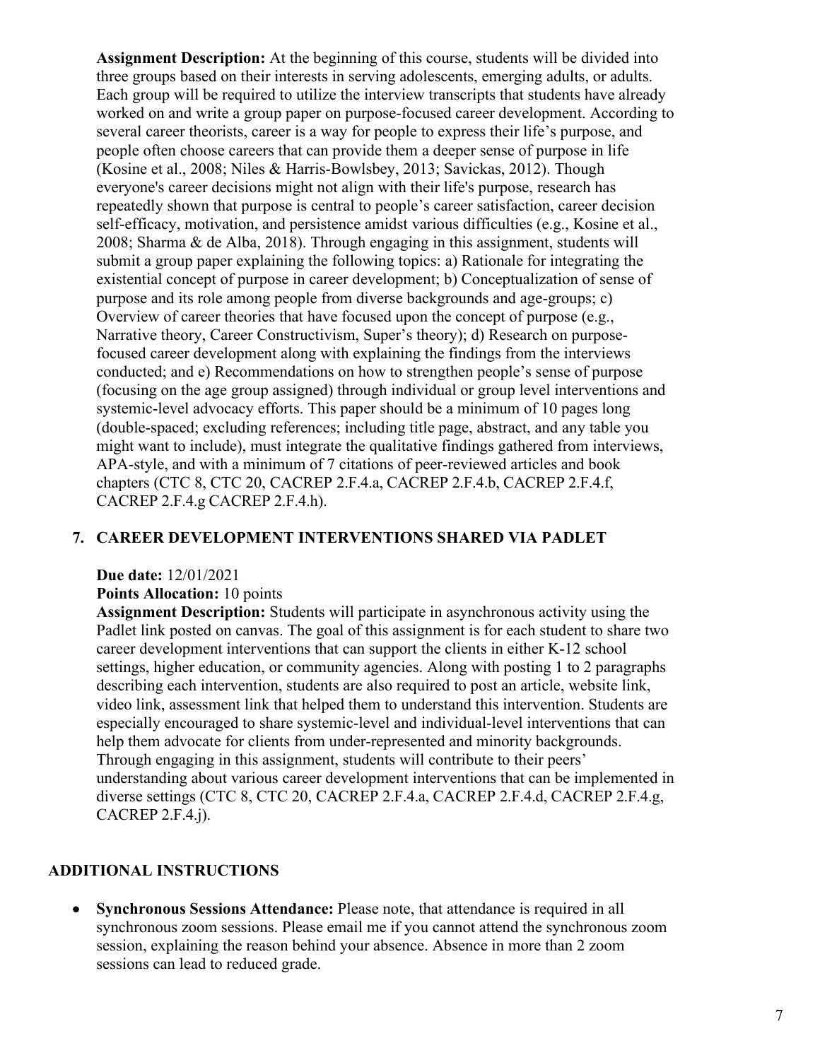**Assignment Description:** At the beginning of this course, students will be divided into three groups based on their interests in serving adolescents, emerging adults, or adults. Each group will be required to utilize the interview transcripts that students have already worked on and write a group paper on purpose-focused career development. According to several career theorists, career is a way for people to express their life's purpose, and people often choose careers that can provide them a deeper sense of purpose in life (Kosine et al., 2008; Niles & Harris-Bowlsbey, 2013; Savickas, 2012). Though everyone's career decisions might not align with their life's purpose, research has repeatedly shown that purpose is central to people's career satisfaction, career decision self-efficacy, motivation, and persistence amidst various difficulties (e.g., Kosine et al., 2008; Sharma & de Alba, 2018). Through engaging in this assignment, students will submit a group paper explaining the following topics: a) Rationale for integrating the existential concept of purpose in career development; b) Conceptualization of sense of purpose and its role among people from diverse backgrounds and age-groups; c) Overview of career theories that have focused upon the concept of purpose (e.g., Narrative theory, Career Constructivism, Super's theory); d) Research on purpose-focused career development along with explaining the findings from the interviews conducted; and e) Recommendations on how to strengthen people's sense of purpose (focusing on the age group assigned) through individual or group level interventions and systemic-level advocacy efforts. This paper should be a minimum of 10 pages long (double-spaced; excluding references; including title page, abstract, and any table you might want to include), must integrate the qualitative findings gathered from interviews, APA-style, and with a minimum of 7 citations of peer-reviewed articles and book chapters (CTC 8, CTC 20, CACREP 2.F.4.a, CACREP 2.F.4.b, CACREP 2.F.4.f, CACREP 2.F.4.g CACREP 2.F.4.h).

### 7. CAREER DEVELOPMENT INTERVENTIONS SHARED VIA PADLET

**Due date:** 12/01/2021

**Points Allocation:** 10 points

**Assignment Description:** Students will participate in asynchronous activity using the Padlet link posted on canvas. The goal of this assignment is for each student to share two career development interventions that can support the clients in either K-12 school settings, higher education, or community agencies. Along with posting 1 to 2 paragraphs describing each intervention, students are also required to post an article, website link, video link, assessment link that helped them to understand this intervention. Students are especially encouraged to share systemic-level and individual-level interventions that can help them advocate for clients from under-represented and minority backgrounds. Through engaging in this assignment, students will contribute to their peers' understanding about various career development interventions that can be implemented in diverse settings (CTC 8, CTC 20, CACREP 2.F.4.a, CACREP 2.F.4.d, CACREP 2.F.4.g, CACREP 2.F.4.j).

## ADDITIONAL INSTRUCTIONS

- **Synchronous Sessions Attendance:** Please note, that attendance is required in all synchronous zoom sessions. Please email me if you cannot attend the synchronous zoom session, explaining the reason behind your absence. Absence in more than 2 zoom sessions can lead to reduced grade.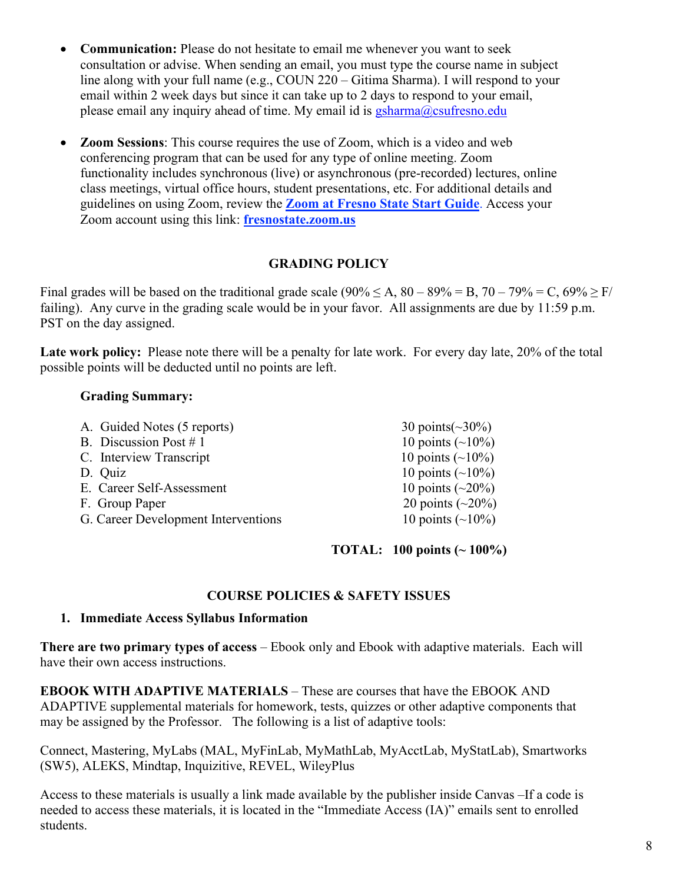- **Communication:** Please do not hesitate to email me whenever you want to seek consultation or advise. When sending an email, you must type the course name in subject line along with your full name (e.g., COUN 220 – Gitima Sharma). I will respond to your email within 2 week days but since it can take up to 2 days to respond to your email, please email any inquiry ahead of time. My email id is gsharma@csufresno.edu

- **Zoom Sessions**: This course requires the use of Zoom, which is a video and web conferencing program that can be used for any type of online meeting. Zoom functionality includes synchronous (live) or asynchronous (pre-recorded) lectures, online class meetings, virtual office hours, student presentations, etc. For additional details and guidelines on using Zoom, review the **Zoom at Fresno State Start Guide**. Access your Zoom account using this link: **fresnostate.zoom.us**

## GRADING POLICY

Final grades will be based on the traditional grade scale (90% ≤ A, 80 – 89% = B, 70 – 79% = C, 69% ≥ F/ failing). Any curve in the grading scale would be in your favor. All assignments are due by 11:59 p.m. PST on the day assigned.

**Late work policy:** Please note there will be a penalty for late work. For every day late, 20% of the total possible points will be deducted until no points are left.

**Grading Summary:**

| | |
|---|---|
| A. Guided Notes (5 reports) | 30 points(~30%) |
| B. Discussion Post # 1 | 10 points (~10%) |
| C. Interview Transcript | 10 points (~10%) |
| D. Quiz | 10 points (~10%) |
| E. Career Self-Assessment | 10 points (~20%) |
| F. Group Paper | 20 points (~20%) |
| G. Career Development Interventions | 10 points (~10%) |
| | **TOTAL: 100 points (~ 100%)** |

## COURSE POLICIES & SAFETY ISSUES

### 1. Immediate Access Syllabus Information

**There are two primary types of access** – Ebook only and Ebook with adaptive materials. Each will have their own access instructions.

**EBOOK WITH ADAPTIVE MATERIALS** – These are courses that have the EBOOK AND ADAPTIVE supplemental materials for homework, tests, quizzes or other adaptive components that may be assigned by the Professor. The following is a list of adaptive tools:

Connect, Mastering, MyLabs (MAL, MyFinLab, MyMathLab, MyAcctLab, MyStatLab), Smartworks (SW5), ALEKS, Mindtap, Inquizitive, REVEL, WileyPlus

Access to these materials is usually a link made available by the publisher inside Canvas –If a code is needed to access these materials, it is located in the "Immediate Access (IA)" emails sent to enrolled students.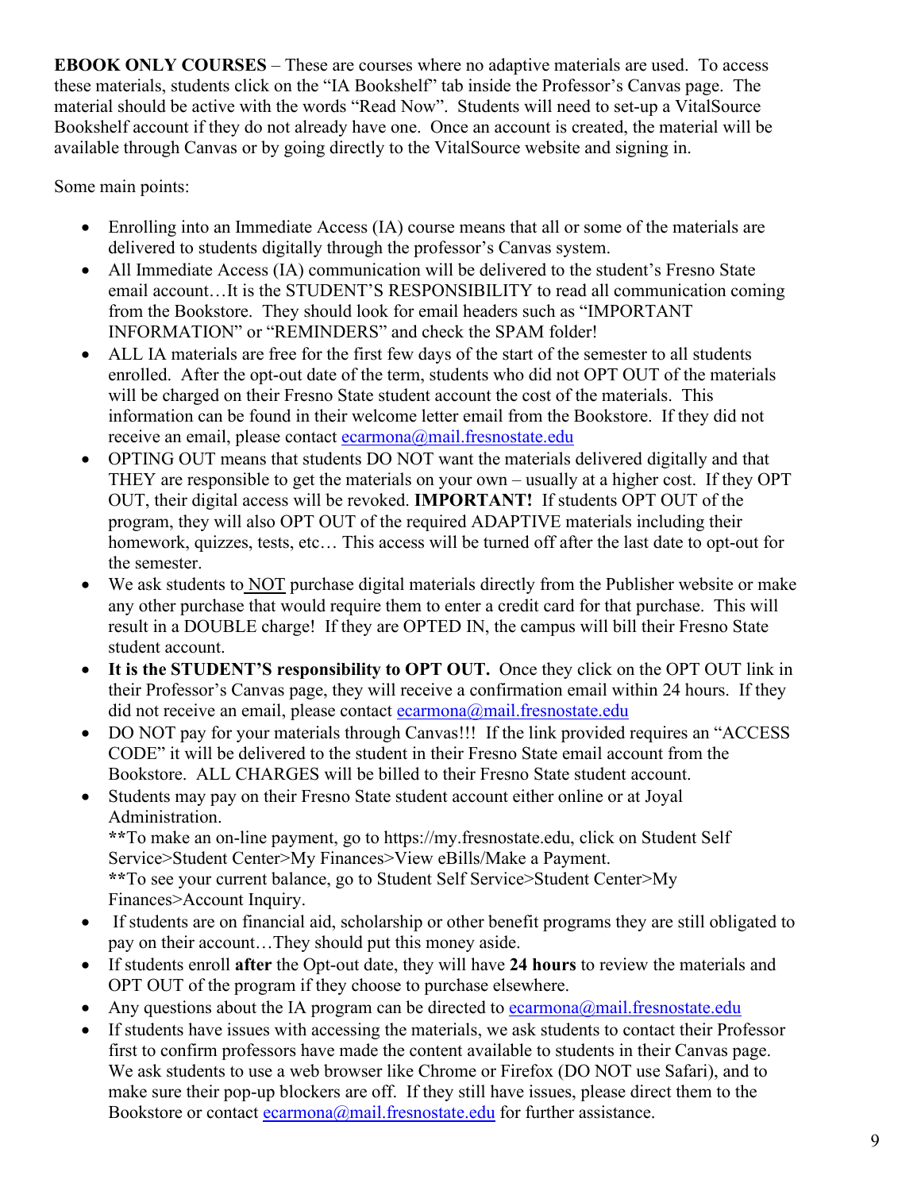**EBOOK ONLY COURSES** – These are courses where no adaptive materials are used. To access these materials, students click on the "IA Bookshelf" tab inside the Professor's Canvas page. The material should be active with the words "Read Now". Students will need to set-up a VitalSource Bookshelf account if they do not already have one. Once an account is created, the material will be available through Canvas or by going directly to the VitalSource website and signing in.

Some main points:

- Enrolling into an Immediate Access (IA) course means that all or some of the materials are delivered to students digitally through the professor's Canvas system.
- All Immediate Access (IA) communication will be delivered to the student's Fresno State email account…It is the STUDENT'S RESPONSIBILITY to read all communication coming from the Bookstore. They should look for email headers such as "IMPORTANT INFORMATION" or "REMINDERS" and check the SPAM folder!
- ALL IA materials are free for the first few days of the start of the semester to all students enrolled. After the opt-out date of the term, students who did not OPT OUT of the materials will be charged on their Fresno State student account the cost of the materials. This information can be found in their welcome letter email from the Bookstore. If they did not receive an email, please contact ecarmona@mail.fresnostate.edu
- OPTING OUT means that students DO NOT want the materials delivered digitally and that THEY are responsible to get the materials on your own – usually at a higher cost. If they OPT OUT, their digital access will be revoked. **IMPORTANT!** If students OPT OUT of the program, they will also OPT OUT of the required ADAPTIVE materials including their homework, quizzes, tests, etc… This access will be turned off after the last date to opt-out for the semester.
- We ask students to NOT purchase digital materials directly from the Publisher website or make any other purchase that would require them to enter a credit card for that purchase. This will result in a DOUBLE charge! If they are OPTED IN, the campus will bill their Fresno State student account.
- **It is the STUDENT'S responsibility to OPT OUT.** Once they click on the OPT OUT link in their Professor's Canvas page, they will receive a confirmation email within 24 hours. If they did not receive an email, please contact ecarmona@mail.fresnostate.edu
- DO NOT pay for your materials through Canvas!!! If the link provided requires an "ACCESS CODE" it will be delivered to the student in their Fresno State email account from the Bookstore. ALL CHARGES will be billed to their Fresno State student account.
- Students may pay on their Fresno State student account either online or at Joyal Administration.
  **To make an on-line payment, go to https://my.fresnostate.edu, click on Student Self Service>Student Center>My Finances>View eBills/Make a Payment.
  **To see your current balance, go to Student Self Service>Student Center>My Finances>Account Inquiry.
- If students are on financial aid, scholarship or other benefit programs they are still obligated to pay on their account…They should put this money aside.
- If students enroll **after** the Opt-out date, they will have **24 hours** to review the materials and OPT OUT of the program if they choose to purchase elsewhere.
- Any questions about the IA program can be directed to ecarmona@mail.fresnostate.edu
- If students have issues with accessing the materials, we ask students to contact their Professor first to confirm professors have made the content available to students in their Canvas page. We ask students to use a web browser like Chrome or Firefox (DO NOT use Safari), and to make sure their pop-up blockers are off. If they still have issues, please direct them to the Bookstore or contact ecarmona@mail.fresnostate.edu for further assistance.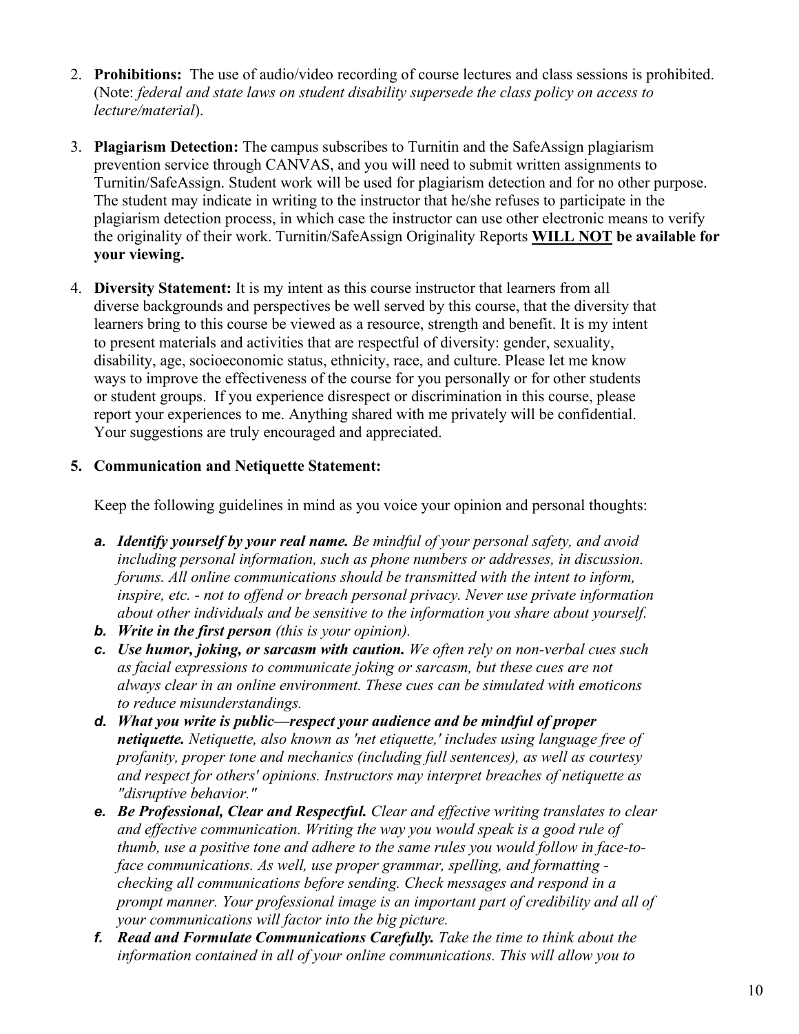2. **Prohibitions:** The use of audio/video recording of course lectures and class sessions is prohibited. (Note: *federal and state laws on student disability supersede the class policy on access to lecture/material*).

3. **Plagiarism Detection:** The campus subscribes to Turnitin and the SafeAssign plagiarism prevention service through CANVAS, and you will need to submit written assignments to Turnitin/SafeAssign. Student work will be used for plagiarism detection and for no other purpose. The student may indicate in writing to the instructor that he/she refuses to participate in the plagiarism detection process, in which case the instructor can use other electronic means to verify the originality of their work. Turnitin/SafeAssign Originality Reports **WILL NOT be available for your viewing.**

4. **Diversity Statement:** It is my intent as this course instructor that learners from all diverse backgrounds and perspectives be well served by this course, that the diversity that learners bring to this course be viewed as a resource, strength and benefit. It is my intent to present materials and activities that are respectful of diversity: gender, sexuality, disability, age, socioeconomic status, ethnicity, race, and culture. Please let me know ways to improve the effectiveness of the course for you personally or for other students or student groups. If you experience disrespect or discrimination in this course, please report your experiences to me. Anything shared with me privately will be confidential. Your suggestions are truly encouraged and appreciated.

5. **Communication and Netiquette Statement:**

   Keep the following guidelines in mind as you voice your opinion and personal thoughts:

   a. ***Identify yourself by your real name.*** *Be mindful of your personal safety, and avoid including personal information, such as phone numbers or addresses, in discussion. forums. All online communications should be transmitted with the intent to inform, inspire, etc. - not to offend or breach personal privacy. Never use private information about other individuals and be sensitive to the information you share about yourself.*
   b. ***Write in the first person*** *(this is your opinion).*
   c. ***Use humor, joking, or sarcasm with caution.*** *We often rely on non-verbal cues such as facial expressions to communicate joking or sarcasm, but these cues are not always clear in an online environment. These cues can be simulated with emoticons to reduce misunderstandings.*
   d. ***What you write is public—respect your audience and be mindful of proper netiquette.*** *Netiquette, also known as 'net etiquette,' includes using language free of profanity, proper tone and mechanics (including full sentences), as well as courtesy and respect for others' opinions. Instructors may interpret breaches of netiquette as "disruptive behavior."*
   e. ***Be Professional, Clear and Respectful.*** *Clear and effective writing translates to clear and effective communication. Writing the way you would speak is a good rule of thumb, use a positive tone and adhere to the same rules you would follow in face-to-face communications. As well, use proper grammar, spelling, and formatting - checking all communications before sending. Check messages and respond in a prompt manner. Your professional image is an important part of credibility and all of your communications will factor into the big picture.*
   f. ***Read and Formulate Communications Carefully.*** *Take the time to think about the information contained in all of your online communications. This will allow you to*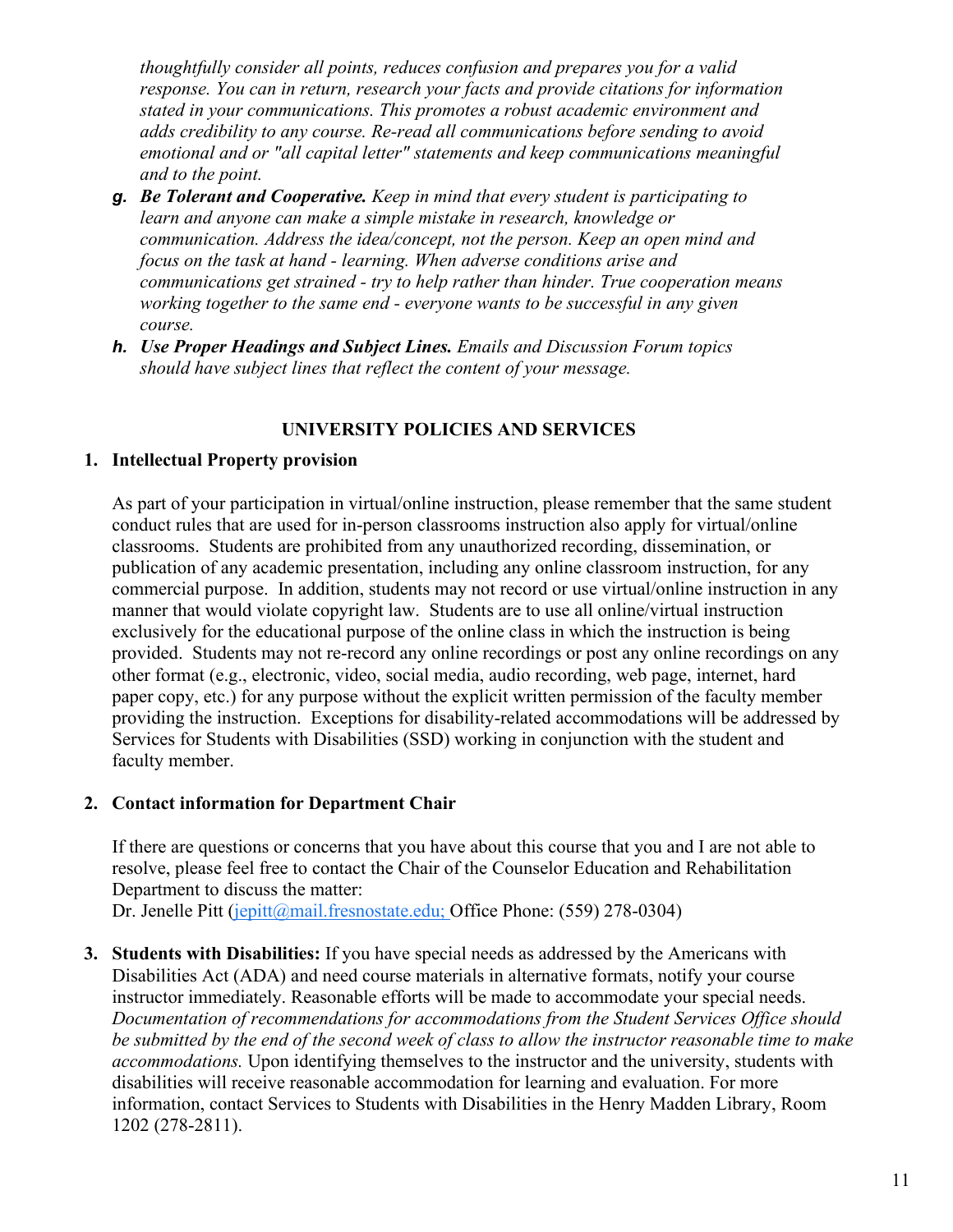*thoughtfully consider all points, reduces confusion and prepares you for a valid response. You can in return, research your facts and provide citations for information stated in your communications. This promotes a robust academic environment and adds credibility to any course. Re-read all communications before sending to avoid emotional and or "all capital letter" statements and keep communications meaningful and to the point.*

g. ***Be Tolerant and Cooperative.*** *Keep in mind that every student is participating to learn and anyone can make a simple mistake in research, knowledge or communication. Address the idea/concept, not the person. Keep an open mind and focus on the task at hand - learning. When adverse conditions arise and communications get strained - try to help rather than hinder. True cooperation means working together to the same end - everyone wants to be successful in any given course.*

h. ***Use Proper Headings and Subject Lines.*** *Emails and Discussion Forum topics should have subject lines that reflect the content of your message.*

## UNIVERSITY POLICIES AND SERVICES

1. **Intellectual Property provision**

   As part of your participation in virtual/online instruction, please remember that the same student conduct rules that are used for in-person classrooms instruction also apply for virtual/online classrooms. Students are prohibited from any unauthorized recording, dissemination, or publication of any academic presentation, including any online classroom instruction, for any commercial purpose. In addition, students may not record or use virtual/online instruction in any manner that would violate copyright law. Students are to use all online/virtual instruction exclusively for the educational purpose of the online class in which the instruction is being provided. Students may not re-record any online recordings or post any online recordings on any other format (e.g., electronic, video, social media, audio recording, web page, internet, hard paper copy, etc.) for any purpose without the explicit written permission of the faculty member providing the instruction. Exceptions for disability-related accommodations will be addressed by Services for Students with Disabilities (SSD) working in conjunction with the student and faculty member.

2. **Contact information for Department Chair**

   If there are questions or concerns that you have about this course that you and I are not able to resolve, please feel free to contact the Chair of the Counselor Education and Rehabilitation Department to discuss the matter:
   Dr. Jenelle Pitt (jepitt@mail.fresnostate.edu; Office Phone: (559) 278-0304)

3. **Students with Disabilities:** If you have special needs as addressed by the Americans with Disabilities Act (ADA) and need course materials in alternative formats, notify your course instructor immediately. Reasonable efforts will be made to accommodate your special needs. *Documentation of recommendations for accommodations from the Student Services Office should be submitted by the end of the second week of class to allow the instructor reasonable time to make accommodations.* Upon identifying themselves to the instructor and the university, students with disabilities will receive reasonable accommodation for learning and evaluation. For more information, contact Services to Students with Disabilities in the Henry Madden Library, Room 1202 (278-2811).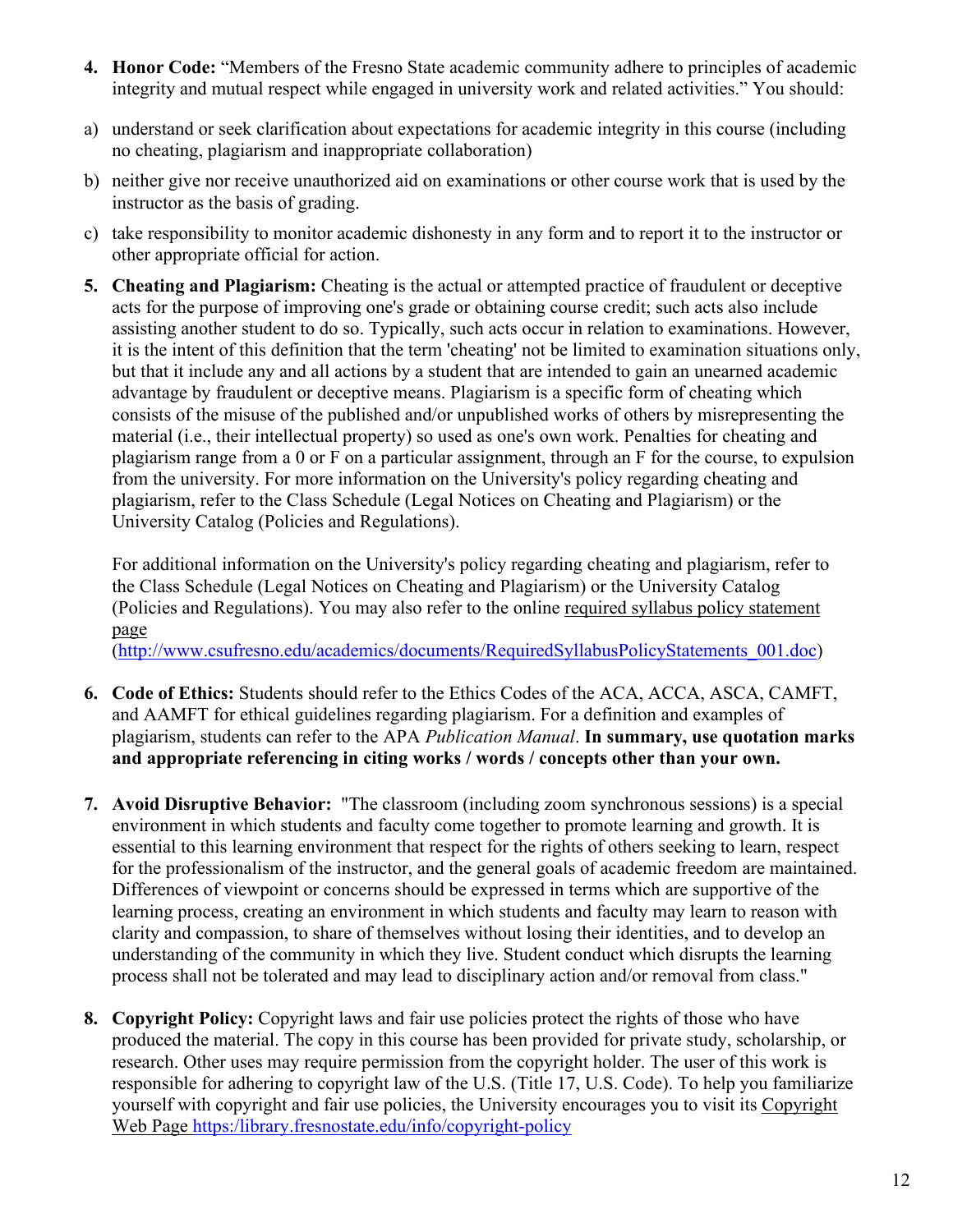4. **Honor Code:** "Members of the Fresno State academic community adhere to principles of academic integrity and mutual respect while engaged in university work and related activities." You should:

a) understand or seek clarification about expectations for academic integrity in this course (including no cheating, plagiarism and inappropriate collaboration)

b) neither give nor receive unauthorized aid on examinations or other course work that is used by the instructor as the basis of grading.

c) take responsibility to monitor academic dishonesty in any form and to report it to the instructor or other appropriate official for action.

5. **Cheating and Plagiarism:** Cheating is the actual or attempted practice of fraudulent or deceptive acts for the purpose of improving one's grade or obtaining course credit; such acts also include assisting another student to do so. Typically, such acts occur in relation to examinations. However, it is the intent of this definition that the term 'cheating' not be limited to examination situations only, but that it include any and all actions by a student that are intended to gain an unearned academic advantage by fraudulent or deceptive means. Plagiarism is a specific form of cheating which consists of the misuse of the published and/or unpublished works of others by misrepresenting the material (i.e., their intellectual property) so used as one's own work. Penalties for cheating and plagiarism range from a 0 or F on a particular assignment, through an F for the course, to expulsion from the university. For more information on the University's policy regarding cheating and plagiarism, refer to the Class Schedule (Legal Notices on Cheating and Plagiarism) or the University Catalog (Policies and Regulations).

   For additional information on the University's policy regarding cheating and plagiarism, refer to the Class Schedule (Legal Notices on Cheating and Plagiarism) or the University Catalog (Policies and Regulations). You may also refer to the online required syllabus policy statement page (http://www.csufresno.edu/academics/documents/RequiredSyllabusPolicyStatements_001.doc)

6. **Code of Ethics:** Students should refer to the Ethics Codes of the ACA, ACCA, ASCA, CAMFT, and AAMFT for ethical guidelines regarding plagiarism. For a definition and examples of plagiarism, students can refer to the APA *Publication Manual*. **In summary, use quotation marks and appropriate referencing in citing works / words / concepts other than your own.**

7. **Avoid Disruptive Behavior:** "The classroom (including zoom synchronous sessions) is a special environment in which students and faculty come together to promote learning and growth. It is essential to this learning environment that respect for the rights of others seeking to learn, respect for the professionalism of the instructor, and the general goals of academic freedom are maintained. Differences of viewpoint or concerns should be expressed in terms which are supportive of the learning process, creating an environment in which students and faculty may learn to reason with clarity and compassion, to share of themselves without losing their identities, and to develop an understanding of the community in which they live. Student conduct which disrupts the learning process shall not be tolerated and may lead to disciplinary action and/or removal from class."

8. **Copyright Policy:** Copyright laws and fair use policies protect the rights of those who have produced the material. The copy in this course has been provided for private study, scholarship, or research. Other uses may require permission from the copyright holder. The user of this work is responsible for adhering to copyright law of the U.S. (Title 17, U.S. Code). To help you familiarize yourself with copyright and fair use policies, the University encourages you to visit its Copyright Web Page https:/library.fresnostate.edu/info/copyright-policy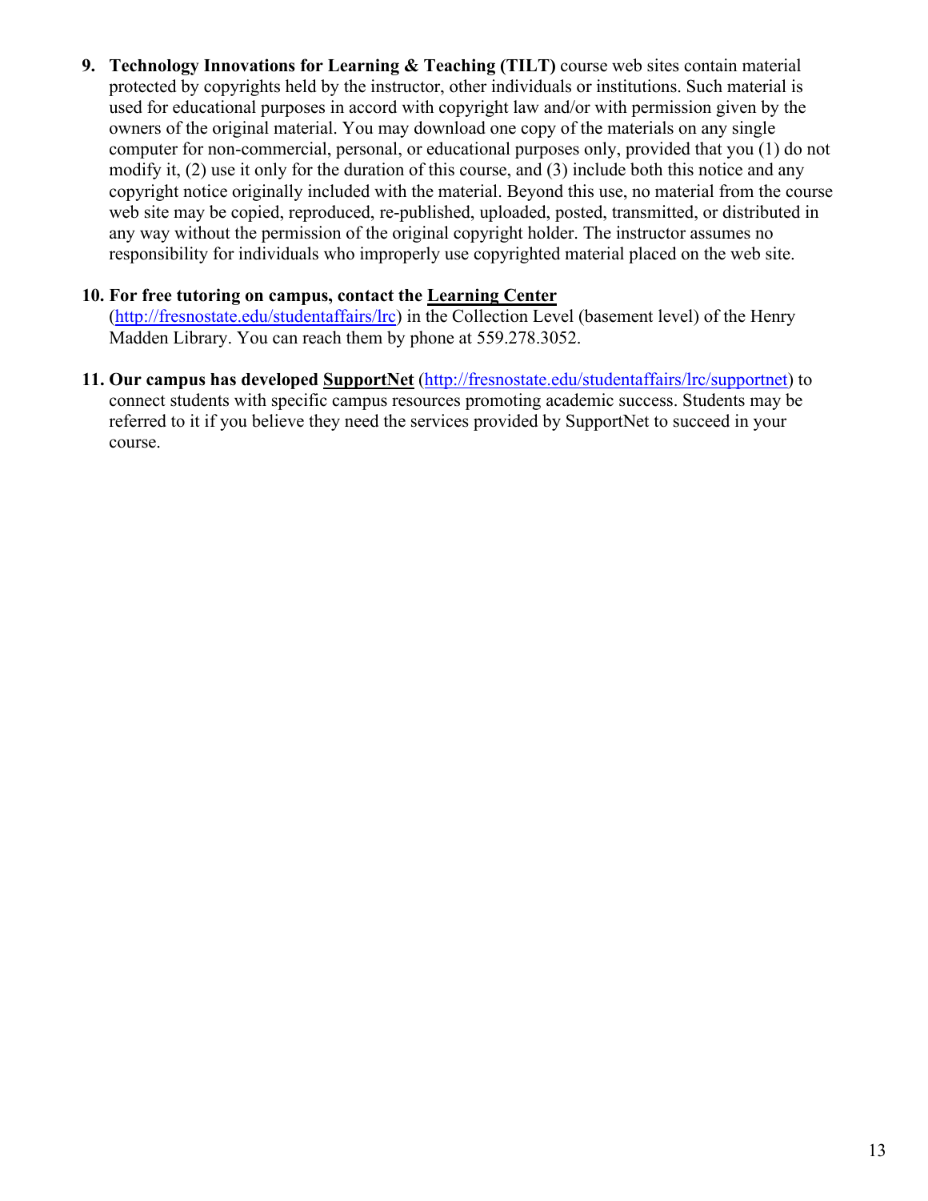9. **Technology Innovations for Learning & Teaching (TILT)** course web sites contain material protected by copyrights held by the instructor, other individuals or institutions. Such material is used for educational purposes in accord with copyright law and/or with permission given by the owners of the original material. You may download one copy of the materials on any single computer for non-commercial, personal, or educational purposes only, provided that you (1) do not modify it, (2) use it only for the duration of this course, and (3) include both this notice and any copyright notice originally included with the material. Beyond this use, no material from the course web site may be copied, reproduced, re-published, uploaded, posted, transmitted, or distributed in any way without the permission of the original copyright holder. The instructor assumes no responsibility for individuals who improperly use copyrighted material placed on the web site.

10. **For free tutoring on campus, contact the Learning Center** (http://fresnostate.edu/studentaffairs/lrc) in the Collection Level (basement level) of the Henry Madden Library. You can reach them by phone at 559.278.3052.

11. **Our campus has developed SupportNet** (http://fresnostate.edu/studentaffairs/lrc/supportnet) to connect students with specific campus resources promoting academic success. Students may be referred to it if you believe they need the services provided by SupportNet to succeed in your course.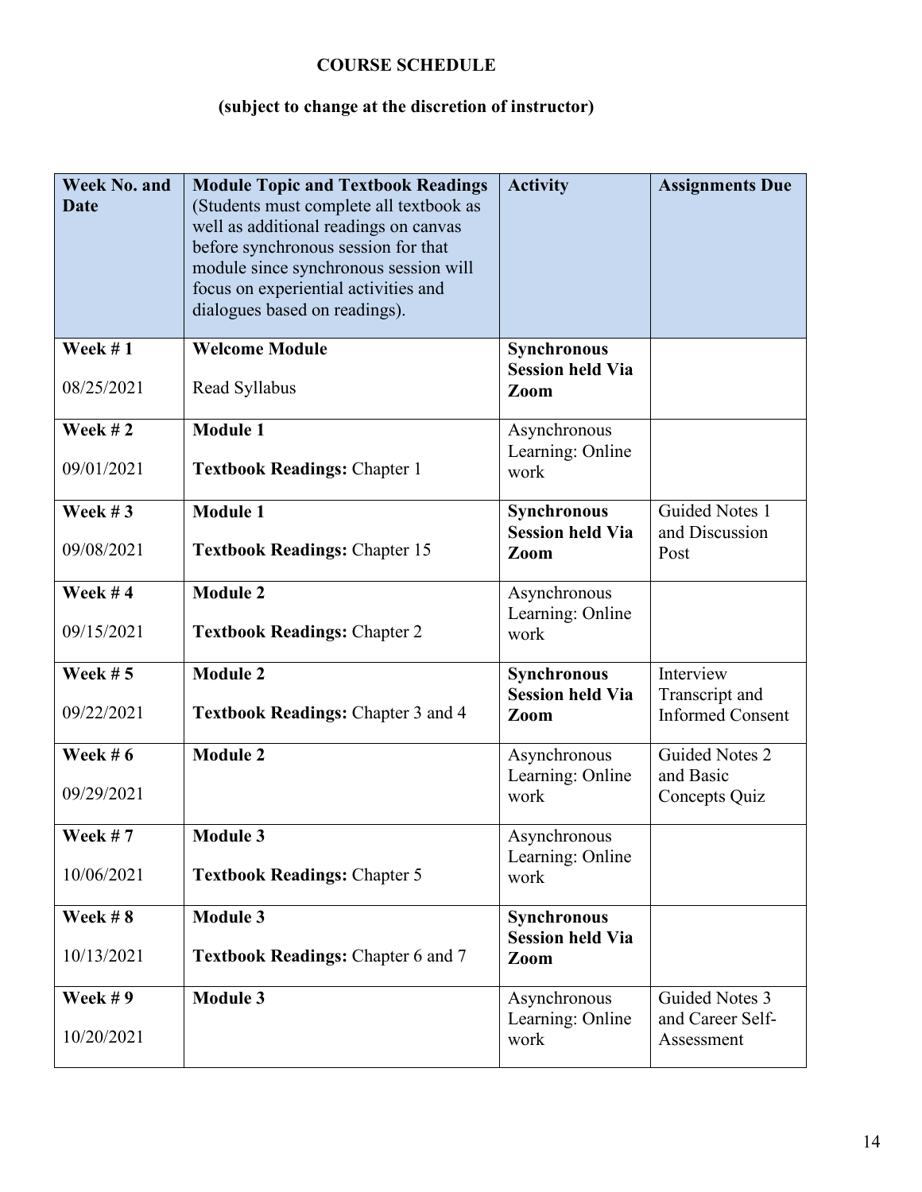**COURSE SCHEDULE**

**(subject to change at the discretion of instructor)**

| **Week No. and Date** | **Module Topic and Textbook Readings** (Students must complete all textbook as well as additional readings on canvas before synchronous session for that module since synchronous session will focus on experiential activities and dialogues based on readings). | **Activity** | **Assignments Due** |
|---|---|---|---|
| **Week # 1** 08/25/2021 | **Welcome Module** Read Syllabus | **Synchronous Session held Via Zoom** | |
| **Week # 2** 09/01/2021 | **Module 1** **Textbook Readings:** Chapter 1 | Asynchronous Learning: Online work | |
| **Week # 3** 09/08/2021 | **Module 1** **Textbook Readings:** Chapter 15 | **Synchronous Session held Via Zoom** | Guided Notes 1 and Discussion Post |
| **Week # 4** 09/15/2021 | **Module 2** **Textbook Readings:** Chapter 2 | Asynchronous Learning: Online work | |
| **Week # 5** 09/22/2021 | **Module 2** **Textbook Readings:** Chapter 3 and 4 | **Synchronous Session held Via Zoom** | Interview Transcript and Informed Consent |
| **Week # 6** 09/29/2021 | **Module 2** | Asynchronous Learning: Online work | Guided Notes 2 and Basic Concepts Quiz |
| **Week # 7** 10/06/2021 | **Module 3** **Textbook Readings:** Chapter 5 | Asynchronous Learning: Online work | |
| **Week # 8** 10/13/2021 | **Module 3** **Textbook Readings:** Chapter 6 and 7 | **Synchronous Session held Via Zoom** | |
| **Week # 9** 10/20/2021 | **Module 3** | Asynchronous Learning: Online work | Guided Notes 3 and Career Self-Assessment |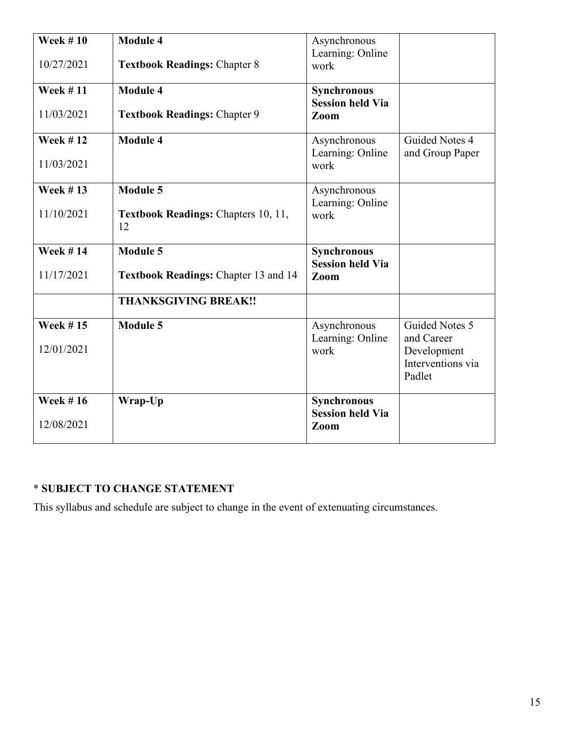| | | | |
|---|---|---|---|
| **Week # 10**<br><br>10/27/2021 | **Module 4**<br><br>**Textbook Readings:** Chapter 8 | Asynchronous Learning: Online work | |
| **Week # 11**<br><br>11/03/2021 | **Module 4**<br><br>**Textbook Readings:** Chapter 9 | **Synchronous Session held Via Zoom** | |
| **Week # 12**<br><br>11/03/2021 | **Module 4** | Asynchronous Learning: Online work | Guided Notes 4 and Group Paper |
| **Week # 13**<br><br>11/10/2021 | **Module 5**<br><br>**Textbook Readings:** Chapters 10, 11, 12 | Asynchronous Learning: Online work | |
| **Week # 14**<br><br>11/17/2021 | **Module 5**<br><br>**Textbook Readings:** Chapter 13 and 14 | **Synchronous Session held Via Zoom** | |
| | **THANKSGIVING BREAK!!** | | |
| **Week # 15**<br><br>12/01/2021 | **Module 5** | Asynchronous Learning: Online work | Guided Notes 5 and Career Development Interventions via Padlet |
| **Week # 16**<br><br>12/08/2021 | **Wrap-Up** | **Synchronous Session held Via Zoom** | |

\* **SUBJECT TO CHANGE STATEMENT**

This syllabus and schedule are subject to change in the event of extenuating circumstances.